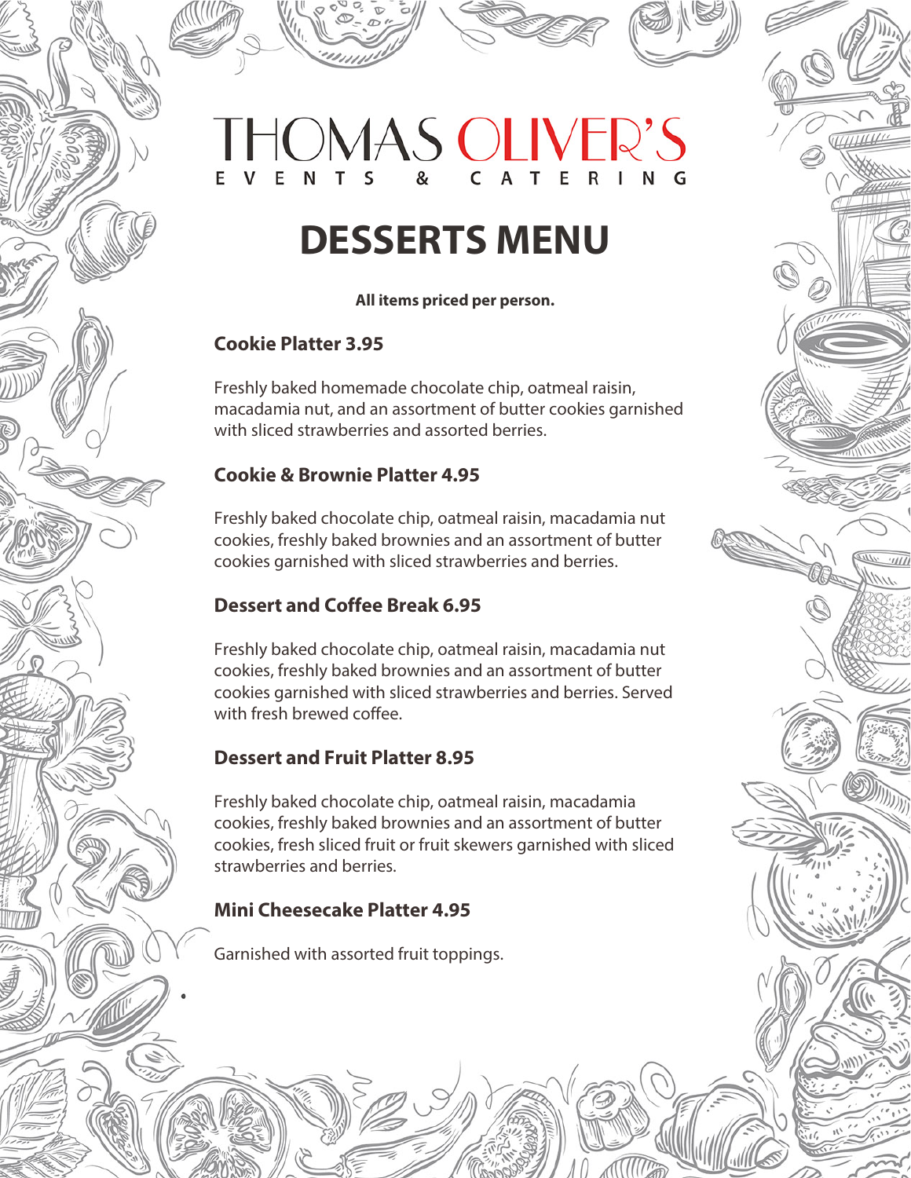# THOMAS OLIVER'S

EVENTS & CATERING

## DESSERTS MENU

**All items priced per person.**

### Cookie Platter 3.95

Freshly baked homemade chocolate chip, oatmeal raisin, macadamia nut, and an assortment of butter cookies garnished with sliced strawberries and assorted berries.

### Cookie & Brownie Platter 4.95

Freshly baked chocolate chip, oatmeal raisin, macadamia nut cookies, freshly baked brownies and an assortment of butter cookies garnished with sliced strawberries and berries.

### Dessert and Coffee Break 6.95

Freshly baked chocolate chip, oatmeal raisin, macadamia nut cookies, freshly baked brownies and an assortment of butter cookies garnished with sliced strawberries and berries. Served with fresh brewed coffee.

### Dessert and Fruit Platter 8.95

Freshly baked chocolate chip, oatmeal raisin, macadamia cookies, freshly baked brownies and an assortment of butter cookies, fresh sliced fruit or fruit skewers garnished with sliced strawberries and berries.

### Mini Cheesecake Platter 4.95

Garnished with assorted fruit toppings.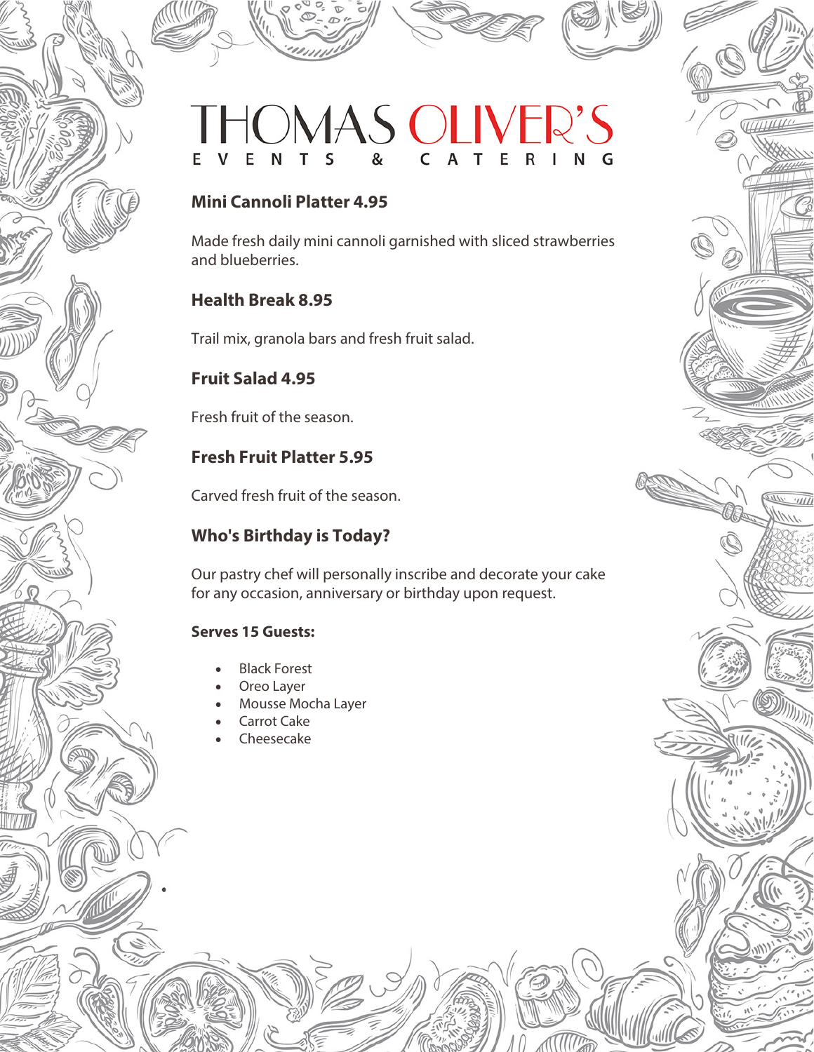# THOMAS OLIVER'S
EVENTS & CATERING

## Mini Cannoli Platter 4.95

Made fresh daily mini cannoli garnished with sliced strawberries and blueberries.

## Health Break 8.95

Trail mix, granola bars and fresh fruit salad.

## Fruit Salad 4.95

Fresh fruit of the season.

## Fresh Fruit Platter 5.95

Carved fresh fruit of the season.

## Who's Birthday is Today?

Our pastry chef will personally inscribe and decorate your cake for any occasion, anniversary or birthday upon request.

**Serves 15 Guests:**

- Black Forest
- Oreo Layer
- Mousse Mocha Layer
- Carrot Cake
- Cheesecake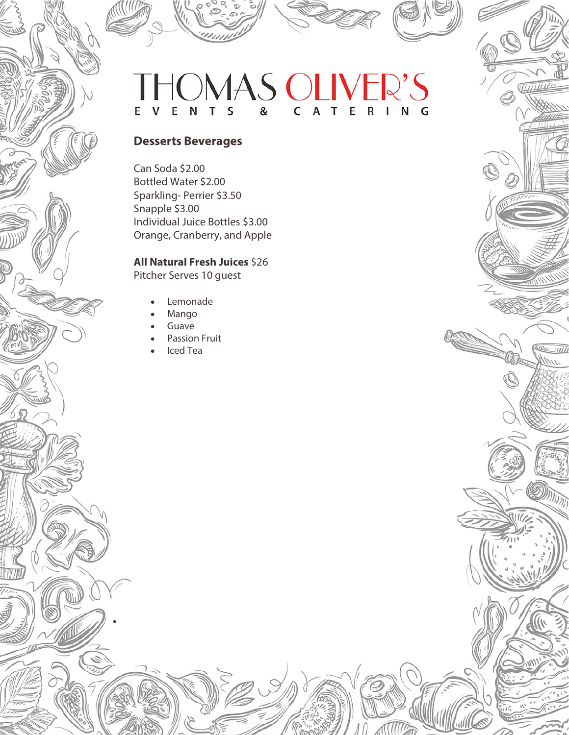# THOMAS OLIVER'S
EVENTS & CATERING

## Desserts Beverages

Can Soda $2.00
Bottled Water $2.00
Sparkling- Perrier $3.50
Snapple $3.00
Individual Juice Bottles $3.00
Orange, Cranberry, and Apple

**All Natural Fresh Juices** $26
Pitcher Serves 10 guest

- Lemonade
- Mango
- Guave
- Passion Fruit
- Iced Tea